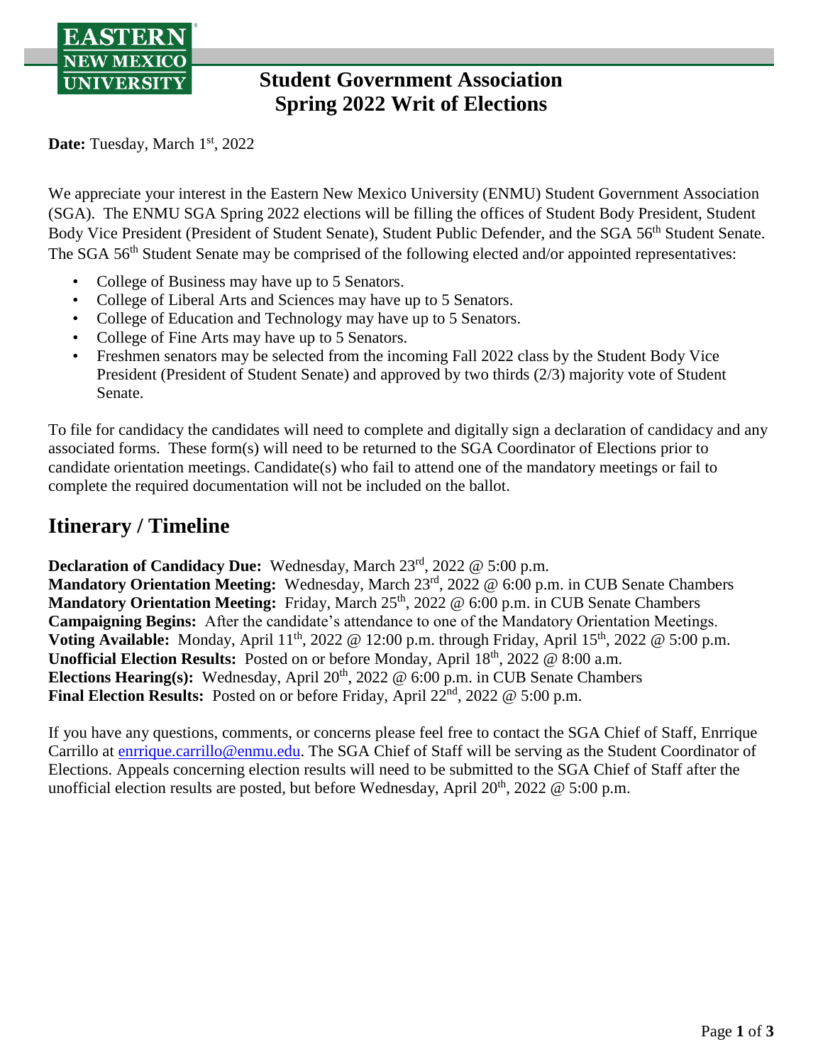# Student Government Association Spring 2022 Writ of Elections

**Date:** Tuesday, March 1st, 2022

We appreciate your interest in the Eastern New Mexico University (ENMU) Student Government Association (SGA). The ENMU SGA Spring 2022 elections will be filling the offices of Student Body President, Student Body Vice President (President of Student Senate), Student Public Defender, and the SGA 56th Student Senate. The SGA 56th Student Senate may be comprised of the following elected and/or appointed representatives:

- College of Business may have up to 5 Senators.
- College of Liberal Arts and Sciences may have up to 5 Senators.
- College of Education and Technology may have up to 5 Senators.
- College of Fine Arts may have up to 5 Senators.
- Freshmen senators may be selected from the incoming Fall 2022 class by the Student Body Vice President (President of Student Senate) and approved by two thirds (2/3) majority vote of Student Senate.

To file for candidacy the candidates will need to complete and digitally sign a declaration of candidacy and any associated forms. These form(s) will need to be returned to the SGA Coordinator of Elections prior to candidate orientation meetings. Candidate(s) who fail to attend one of the mandatory meetings or fail to complete the required documentation will not be included on the ballot.

## Itinerary / Timeline

**Declaration of Candidacy Due:** Wednesday, March 23rd, 2022 @ 5:00 p.m.
**Mandatory Orientation Meeting:** Wednesday, March 23rd, 2022 @ 6:00 p.m. in CUB Senate Chambers
**Mandatory Orientation Meeting:** Friday, March 25th, 2022 @ 6:00 p.m. in CUB Senate Chambers
**Campaigning Begins:** After the candidate's attendance to one of the Mandatory Orientation Meetings.
**Voting Available:** Monday, April 11th, 2022 @ 12:00 p.m. through Friday, April 15th, 2022 @ 5:00 p.m.
**Unofficial Election Results:** Posted on or before Monday, April 18th, 2022 @ 8:00 a.m.
**Elections Hearing(s):** Wednesday, April 20th, 2022 @ 6:00 p.m. in CUB Senate Chambers
**Final Election Results:** Posted on or before Friday, April 22nd, 2022 @ 5:00 p.m.

If you have any questions, comments, or concerns please feel free to contact the SGA Chief of Staff, Enrrique Carrillo at enrrique.carrillo@enmu.edu. The SGA Chief of Staff will be serving as the Student Coordinator of Elections. Appeals concerning election results will need to be submitted to the SGA Chief of Staff after the unofficial election results are posted, but before Wednesday, April 20th, 2022 @ 5:00 p.m.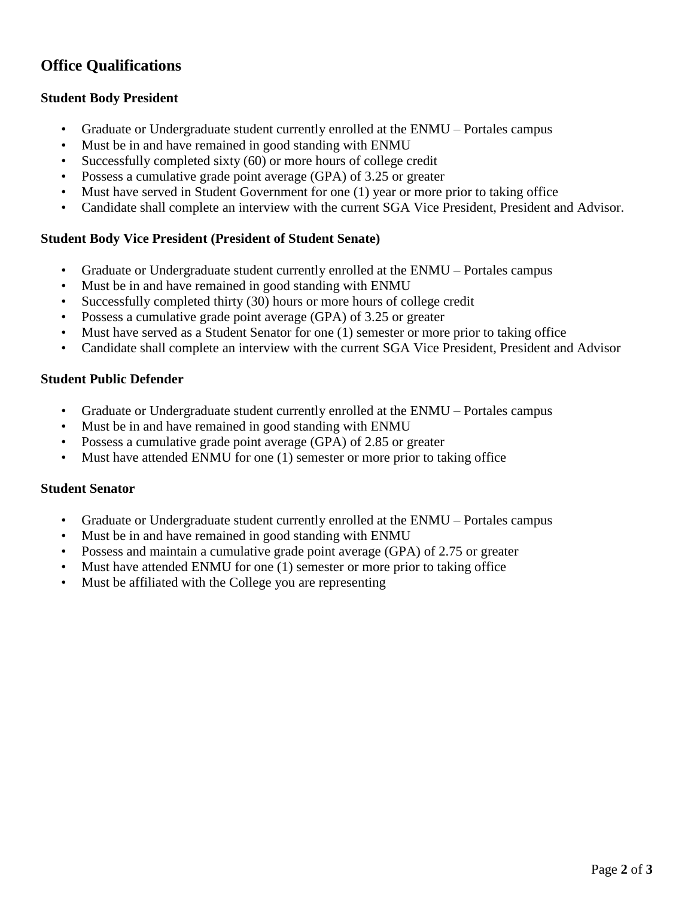## Office Qualifications

### Student Body President

- Graduate or Undergraduate student currently enrolled at the ENMU – Portales campus
- Must be in and have remained in good standing with ENMU
- Successfully completed sixty (60) or more hours of college credit
- Possess a cumulative grade point average (GPA) of 3.25 or greater
- Must have served in Student Government for one (1) year or more prior to taking office
- Candidate shall complete an interview with the current SGA Vice President, President and Advisor.

### Student Body Vice President (President of Student Senate)

- Graduate or Undergraduate student currently enrolled at the ENMU – Portales campus
- Must be in and have remained in good standing with ENMU
- Successfully completed thirty (30) hours or more hours of college credit
- Possess a cumulative grade point average (GPA) of 3.25 or greater
- Must have served as a Student Senator for one (1) semester or more prior to taking office
- Candidate shall complete an interview with the current SGA Vice President, President and Advisor

### Student Public Defender

- Graduate or Undergraduate student currently enrolled at the ENMU – Portales campus
- Must be in and have remained in good standing with ENMU
- Possess a cumulative grade point average (GPA) of 2.85 or greater
- Must have attended ENMU for one (1) semester or more prior to taking office

### Student Senator

- Graduate or Undergraduate student currently enrolled at the ENMU – Portales campus
- Must be in and have remained in good standing with ENMU
- Possess and maintain a cumulative grade point average (GPA) of 2.75 or greater
- Must have attended ENMU for one (1) semester or more prior to taking office
- Must be affiliated with the College you are representing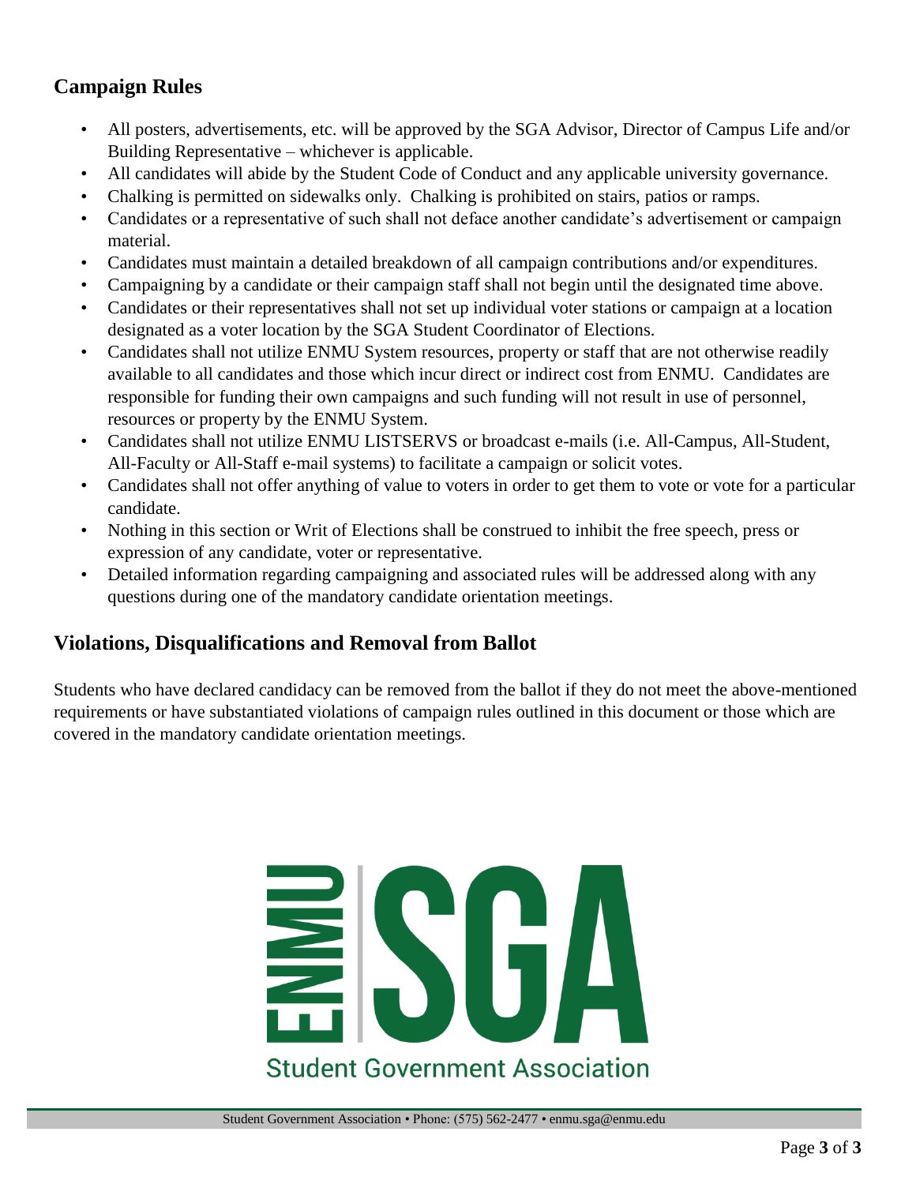## Campaign Rules

- All posters, advertisements, etc. will be approved by the SGA Advisor, Director of Campus Life and/or Building Representative – whichever is applicable.
- All candidates will abide by the Student Code of Conduct and any applicable university governance.
- Chalking is permitted on sidewalks only. Chalking is prohibited on stairs, patios or ramps.
- Candidates or a representative of such shall not deface another candidate's advertisement or campaign material.
- Candidates must maintain a detailed breakdown of all campaign contributions and/or expenditures.
- Campaigning by a candidate or their campaign staff shall not begin until the designated time above.
- Candidates or their representatives shall not set up individual voter stations or campaign at a location designated as a voter location by the SGA Student Coordinator of Elections.
- Candidates shall not utilize ENMU System resources, property or staff that are not otherwise readily available to all candidates and those which incur direct or indirect cost from ENMU. Candidates are responsible for funding their own campaigns and such funding will not result in use of personnel, resources or property by the ENMU System.
- Candidates shall not utilize ENMU LISTSERVS or broadcast e-mails (i.e. All-Campus, All-Student, All-Faculty or All-Staff e-mail systems) to facilitate a campaign or solicit votes.
- Candidates shall not offer anything of value to voters in order to get them to vote or vote for a particular candidate.
- Nothing in this section or Writ of Elections shall be construed to inhibit the free speech, press or expression of any candidate, voter or representative.
- Detailed information regarding campaigning and associated rules will be addressed along with any questions during one of the mandatory candidate orientation meetings.

## Violations, Disqualifications and Removal from Ballot

Students who have declared candidacy can be removed from the ballot if they do not meet the above-mentioned requirements or have substantiated violations of campaign rules outlined in this document or those which are covered in the mandatory candidate orientation meetings.

ENMU | SGA
Student Government Association

Student Government Association • Phone: (575) 562-2477 • enmu.sga@enmu.edu